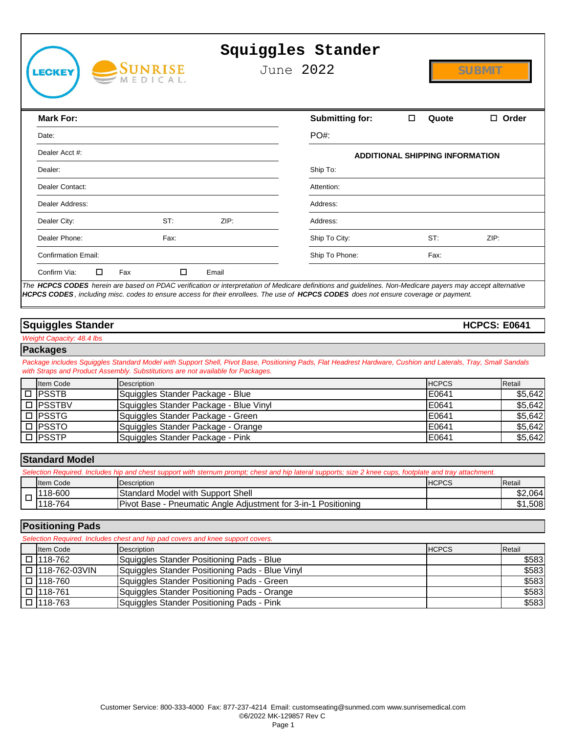# Squiggles Stander

June 2022

SUBMIT

| **Mark For:** | | | **Submitting for:** | ☐ Quote | ☐ Order |
|---|---|---|---|---|---|
| Date: | | | PO#: | | |
| Dealer Acct #: | | | **ADDITIONAL SHIPPING INFORMATION** | | |
| Dealer: | | | Ship To: | | |
| Dealer Contact: | | | Attention: | | |
| Dealer Address: | | | Address: | | |
| Dealer City: | ST: | ZIP: | Address: | | |
| Dealer Phone: | Fax: | | Ship To City: | ST: | ZIP: |
| Confirmation Email: | | | Ship To Phone: | Fax: | |
| Confirm Via: ☐ Fax | ☐ Email | | | | |

*The **HCPCS CODES** herein are based on PDAC verification or interpretation of Medicare definitions and guidelines. Non-Medicare payers may accept alternative **HCPCS CODES**, including misc. codes to ensure access for their enrollees. The use of **HCPCS CODES** does not ensure coverage or payment.*

## Squiggles Stander — HCPCS: E0641

*Weight Capacity: 48.4 lbs*

### Packages

*Package includes Squiggles Standard Model with Support Shell, Pivot Base, Positioning Pads, Flat Headrest Hardware, Cushion and Laterals, Tray, Small Sandals with Straps and Product Assembly. Substitutions are not available for Packages.*

| | Item Code | Description | HCPCS | Retail |
|---|---|---|---|---|
| ☐ | PSSTB | Squiggles Stander Package - Blue | E0641 | $5,642 |
| ☐ | PSSTBV | Squiggles Stander Package - Blue Vinyl | E0641 | $5,642 |
| ☐ | PSSTG | Squiggles Stander Package - Green | E0641 | $5,642 |
| ☐ | PSSTO | Squiggles Stander Package - Orange | E0641 | $5,642 |
| ☐ | PSSTP | Squiggles Stander Package - Pink | E0641 | $5,642 |

### Standard Model

*Selection Required. Includes hip and chest support with sternum prompt; chest and hip lateral supports; size 2 knee cups, footplate and tray attachment.*

| | Item Code | Description | HCPCS | Retail |
|---|---|---|---|---|
| ☐ | 118-600 | Standard Model with Support Shell | | $2,064 |
| | 118-764 | Pivot Base - Pneumatic Angle Adjustment for 3-in-1 Positioning | | $1,508 |

### Positioning Pads

*Selection Required. Includes chest and hip pad covers and knee support covers.*

| | Item Code | Description | HCPCS | Retail |
|---|---|---|---|---|
| ☐ | 118-762 | Squiggles Stander Positioning Pads - Blue | | $583 |
| ☐ | 118-762-03VIN | Squiggles Stander Positioning Pads - Blue Vinyl | | $583 |
| ☐ | 118-760 | Squiggles Stander Positioning Pads - Green | | $583 |
| ☐ | 118-761 | Squiggles Stander Positioning Pads - Orange | | $583 |
| ☐ | 118-763 | Squiggles Stander Positioning Pads - Pink | | $583 |

Customer Service: 800-333-4000 Fax: 877-237-4214 Email: customseating@sunmed.com www.sunrisemedical.com
©6/2022 MK-129857 Rev C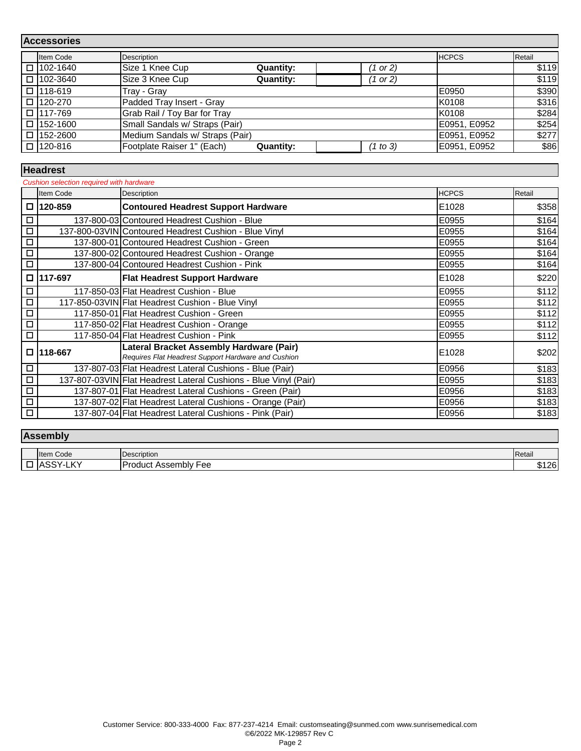## Accessories

| | Item Code | Description | | | | HCPCS | Retail |
|---|---|---|---|---|---|---|---|
| ☐ | 102-1640 | Size 1 Knee Cup | **Quantity:** | | *(1 or 2)* | | $119 |
| ☐ | 102-3640 | Size 3 Knee Cup | **Quantity:** | | *(1 or 2)* | | $119 |
| ☐ | 118-619 | Tray - Gray | | | | E0950 | $390 |
| ☐ | 120-270 | Padded Tray Insert - Gray | | | | K0108 | $316 |
| ☐ | 117-769 | Grab Rail / Toy Bar for Tray | | | | K0108 | $284 |
| ☐ | 152-1600 | Small Sandals w/ Straps (Pair) | | | | E0951, E0952 | $254 |
| ☐ | 152-2600 | Medium Sandals w/ Straps (Pair) | | | | E0951, E0952 | $277 |
| ☐ | 120-816 | Footplate Raiser 1" (Each) | **Quantity:** | | *(1 to 3)* | E0951, E0952 | $86 |

## Headrest

*Cushion selection required with hardware*

| | Item Code | Description | HCPCS | Retail |
|---|---|---|---|---|
| ☐ | **120-859** | **Contoured Headrest Support Hardware** | E1028 | $358 |
| ☐ | 137-800-03 | Contoured Headrest Cushion - Blue | E0955 | $164 |
| ☐ | 137-800-03VIN | Contoured Headrest Cushion - Blue Vinyl | E0955 | $164 |
| ☐ | 137-800-01 | Contoured Headrest Cushion - Green | E0955 | $164 |
| ☐ | 137-800-02 | Contoured Headrest Cushion - Orange | E0955 | $164 |
| ☐ | 137-800-04 | Contoured Headrest Cushion - Pink | E0955 | $164 |
| ☐ | **117-697** | **Flat Headrest Support Hardware** | E1028 | $220 |
| ☐ | 117-850-03 | Flat Headrest Cushion - Blue | E0955 | $112 |
| ☐ | 117-850-03VIN | Flat Headrest Cushion - Blue Vinyl | E0955 | $112 |
| ☐ | 117-850-01 | Flat Headrest Cushion - Green | E0955 | $112 |
| ☐ | 117-850-02 | Flat Headrest Cushion - Orange | E0955 | $112 |
| ☐ | 117-850-04 | Flat Headrest Cushion - Pink | E0955 | $112 |
| ☐ | **118-667** | **Lateral Bracket Assembly Hardware (Pair)**<br>*Requires Flat Headrest Support Hardware and Cushion* | E1028 | $202 |
| ☐ | 137-807-03 | Flat Headrest Lateral Cushions - Blue (Pair) | E0956 | $183 |
| ☐ | 137-807-03VIN | Flat Headrest Lateral Cushions - Blue Vinyl (Pair) | E0955 | $183 |
| ☐ | 137-807-01 | Flat Headrest Lateral Cushions - Green (Pair) | E0956 | $183 |
| ☐ | 137-807-02 | Flat Headrest Lateral Cushions - Orange (Pair) | E0956 | $183 |
| ☐ | 137-807-04 | Flat Headrest Lateral Cushions - Pink (Pair) | E0956 | $183 |

## Assembly

| | Item Code | Description | Retail |
|---|---|---|---|
| ☐ | ASSY-LKY | Product Assembly Fee | $126 |

Customer Service: 800-333-4000 Fax: 877-237-4214 Email: customseating@sunmed.com www.sunrisemedical.com
©6/2022 MK-129857 Rev C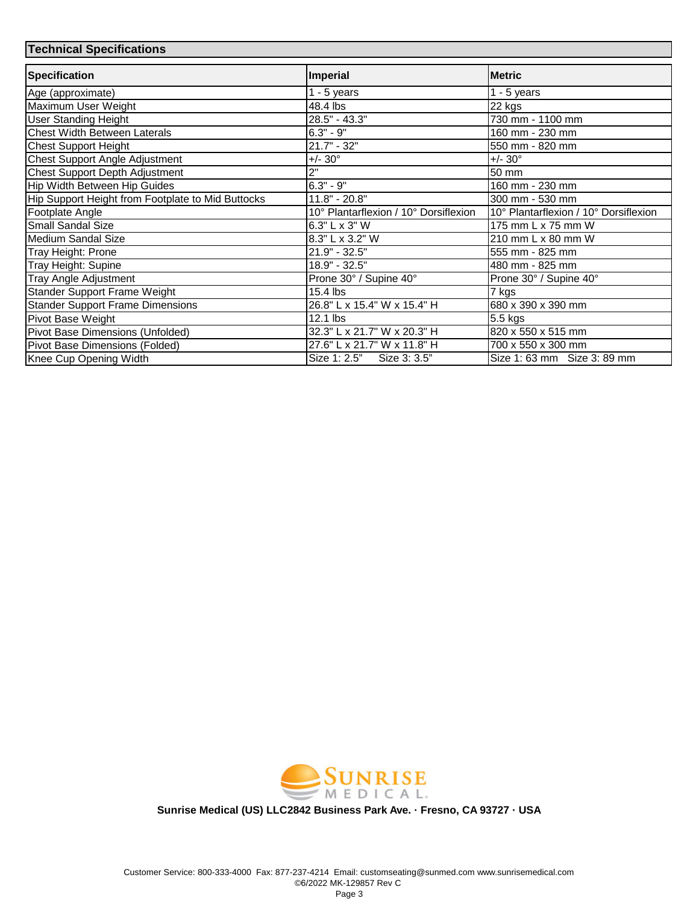## Technical Specifications

| Specification | Imperial | Metric |
|---|---|---|
| Age (approximate) | 1 - 5 years | 1 - 5 years |
| Maximum User Weight | 48.4 lbs | 22 kgs |
| User Standing Height | 28.5" - 43.3" | 730 mm - 1100 mm |
| Chest Width Between Laterals | 6.3" - 9" | 160 mm - 230 mm |
| Chest Support Height | 21.7" - 32" | 550 mm - 820 mm |
| Chest Support Angle Adjustment | +/- 30° | +/- 30° |
| Chest Support Depth Adjustment | 2" | 50 mm |
| Hip Width Between Hip Guides | 6.3" - 9" | 160 mm - 230 mm |
| Hip Support Height from Footplate to Mid Buttocks | 11.8" - 20.8" | 300 mm - 530 mm |
| Footplate Angle | 10° Plantarflexion / 10° Dorsiflexion | 10° Plantarflexion / 10° Dorsiflexion |
| Small Sandal Size | 6.3" L x 3" W | 175 mm L x 75 mm W |
| Medium Sandal Size | 8.3" L x 3.2" W | 210 mm L x 80 mm W |
| Tray Height: Prone | 21.9" - 32.5" | 555 mm - 825 mm |
| Tray Height: Supine | 18.9" - 32.5" | 480 mm - 825 mm |
| Tray Angle Adjustment | Prone 30° / Supine 40° | Prone 30° / Supine 40° |
| Stander Support Frame Weight | 15.4 lbs | 7 kgs |
| Stander Support Frame Dimensions | 26.8" L x 15.4" W x 15.4" H | 680 x 390 x 390 mm |
| Pivot Base Weight | 12.1 lbs | 5.5 kgs |
| Pivot Base Dimensions (Unfolded) | 32.3" L x 21.7" W x 20.3" H | 820 x 550 x 515 mm |
| Pivot Base Dimensions (Folded) | 27.6" L x 21.7" W x 11.8" H | 700 x 550 x 300 mm |
| Knee Cup Opening Width | Size 1: 2.5" Size 3: 3.5" | Size 1: 63 mm Size 3: 89 mm |

SUNRISE MEDICAL.

**Sunrise Medical (US) LLC2842 Business Park Ave. · Fresno, CA 93727 · USA**

Customer Service: 800-333-4000 Fax: 877-237-4214 Email: customseating@sunmed.com www.sunrisemedical.com
©6/2022 MK-129857 Rev C